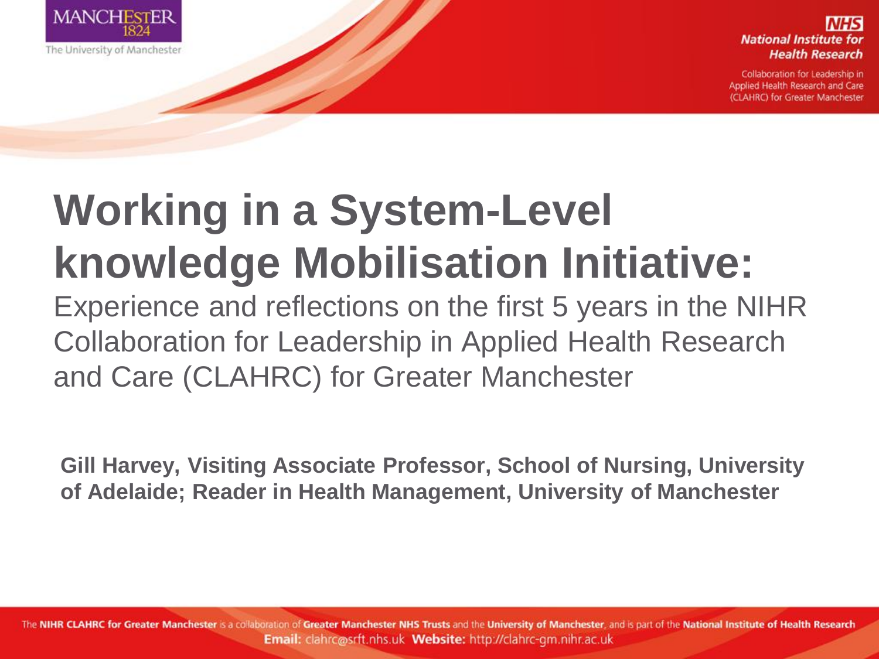# Working in a System-Level knowledge Mobilisation Initiative:

Experience and reflections on the first 5 years in the NIHR Collaboration for Leadership in Applied Health Research and Care (CLAHRC) for Greater Manchester

**Gill Harvey, Visiting Associate Professor, School of Nursing, University of Adelaide; Reader in Health Management, University of Manchester**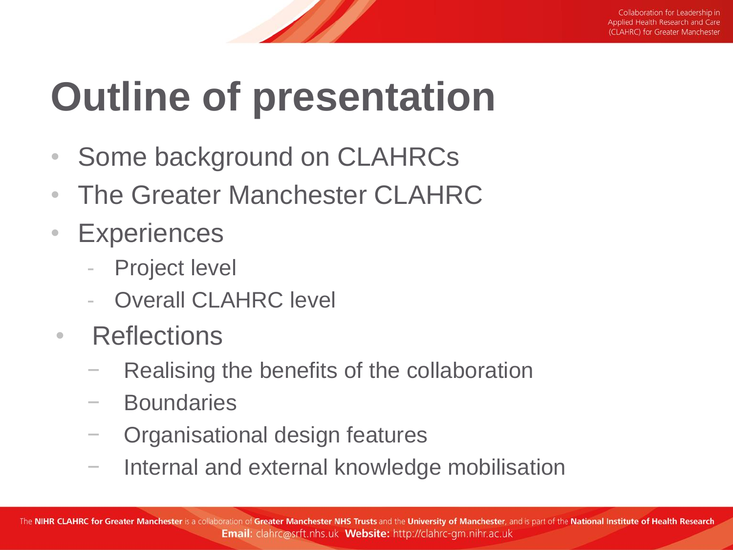# Outline of presentation

- Some background on CLAHRCs
- The Greater Manchester CLAHRC
- Experiences
  - Project level
  - Overall CLAHRC level
- Reflections
  - Realising the benefits of the collaboration
  - Boundaries
  - Organisational design features
  - Internal and external knowledge mobilisation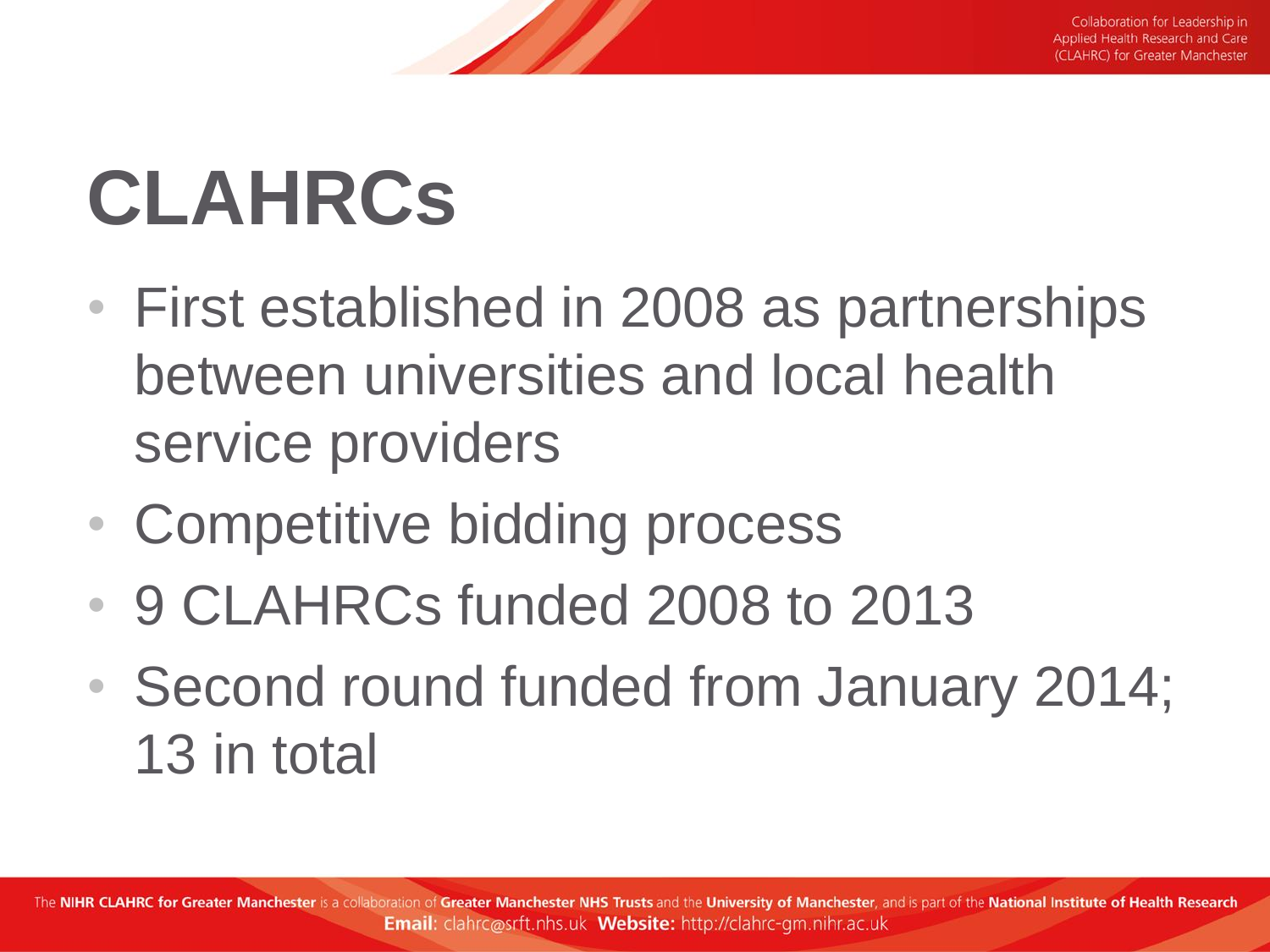# CLAHRCs

- First established in 2008 as partnerships between universities and local health service providers
- Competitive bidding process
- 9 CLAHRCs funded 2008 to 2013
- Second round funded from January 2014; 13 in total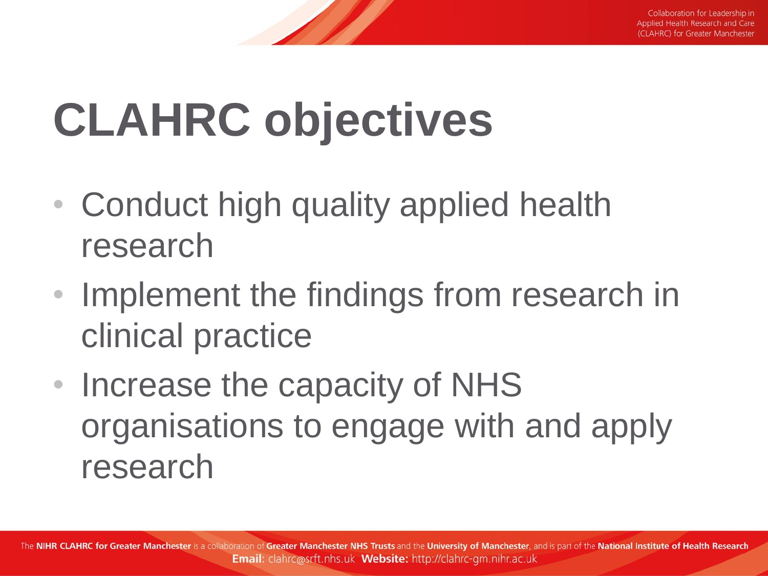# CLAHRC objectives

- Conduct high quality applied health research
- Implement the findings from research in clinical practice
- Increase the capacity of NHS organisations to engage with and apply research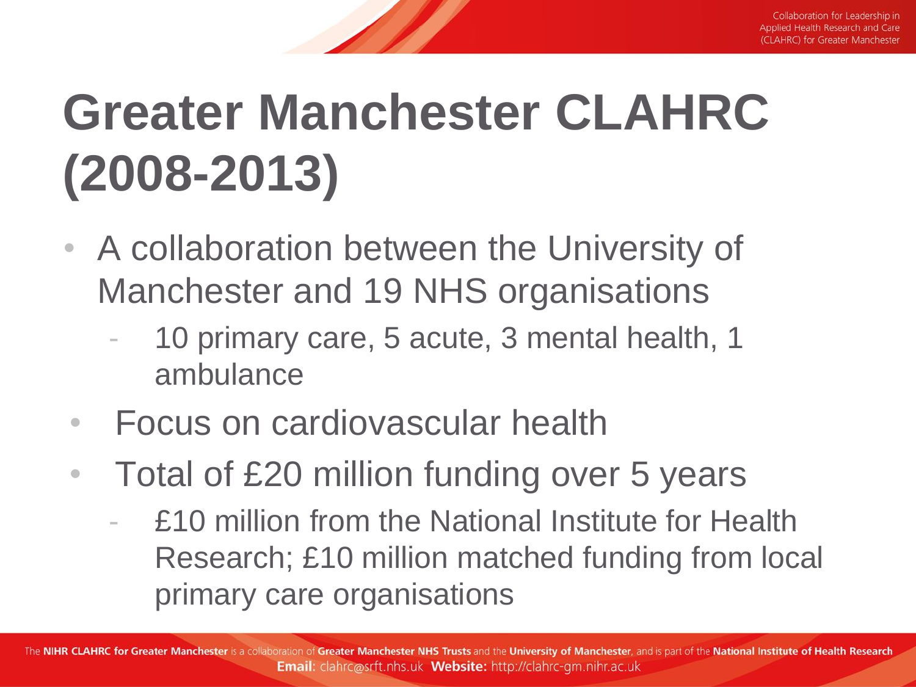# Greater Manchester CLAHRC (2008-2013)

- A collaboration between the University of Manchester and 19 NHS organisations
  - 10 primary care, 5 acute, 3 mental health, 1 ambulance
- Focus on cardiovascular health
- Total of £20 million funding over 5 years
  - £10 million from the National Institute for Health Research; £10 million matched funding from local primary care organisations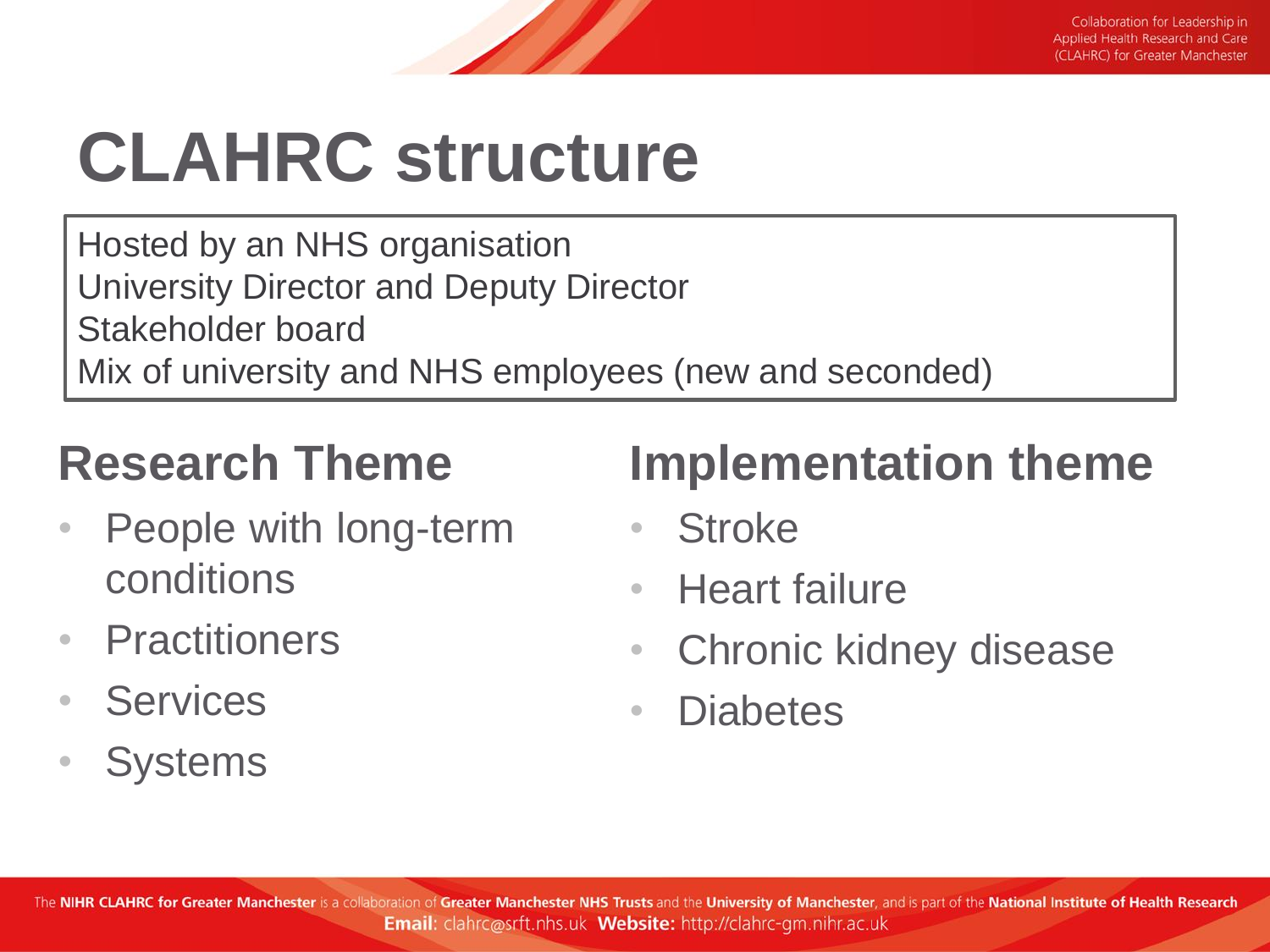# CLAHRC structure

Hosted by an NHS organisation
University Director and Deputy Director
Stakeholder board
Mix of university and NHS employees (new and seconded)

## Research Theme

- People with long-term conditions
- Practitioners
- Services
- Systems

## Implementation theme

- Stroke
- Heart failure
- Chronic kidney disease
- Diabetes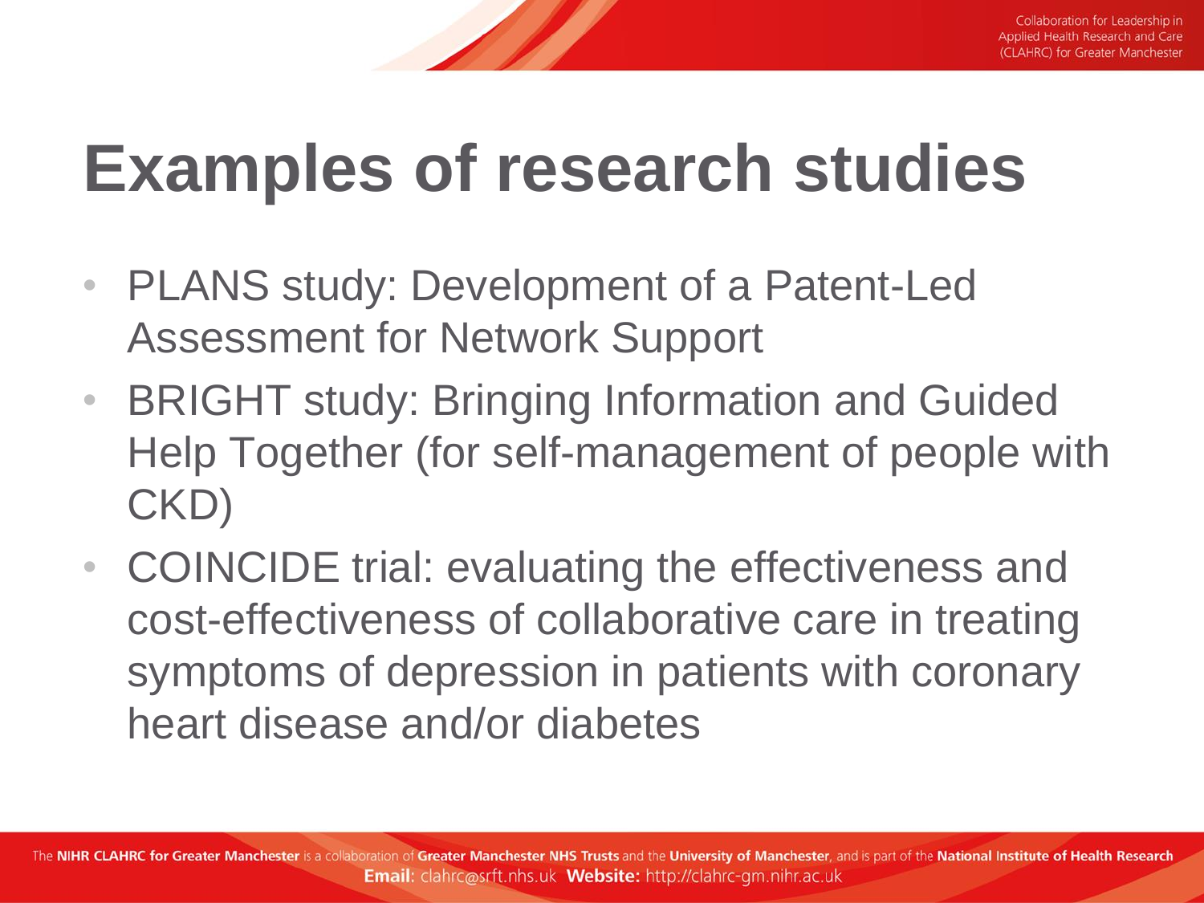# Examples of research studies

- PLANS study: Development of a Patent-Led Assessment for Network Support
- BRIGHT study: Bringing Information and Guided Help Together (for self-management of people with CKD)
- COINCIDE trial: evaluating the effectiveness and cost-effectiveness of collaborative care in treating symptoms of depression in patients with coronary heart disease and/or diabetes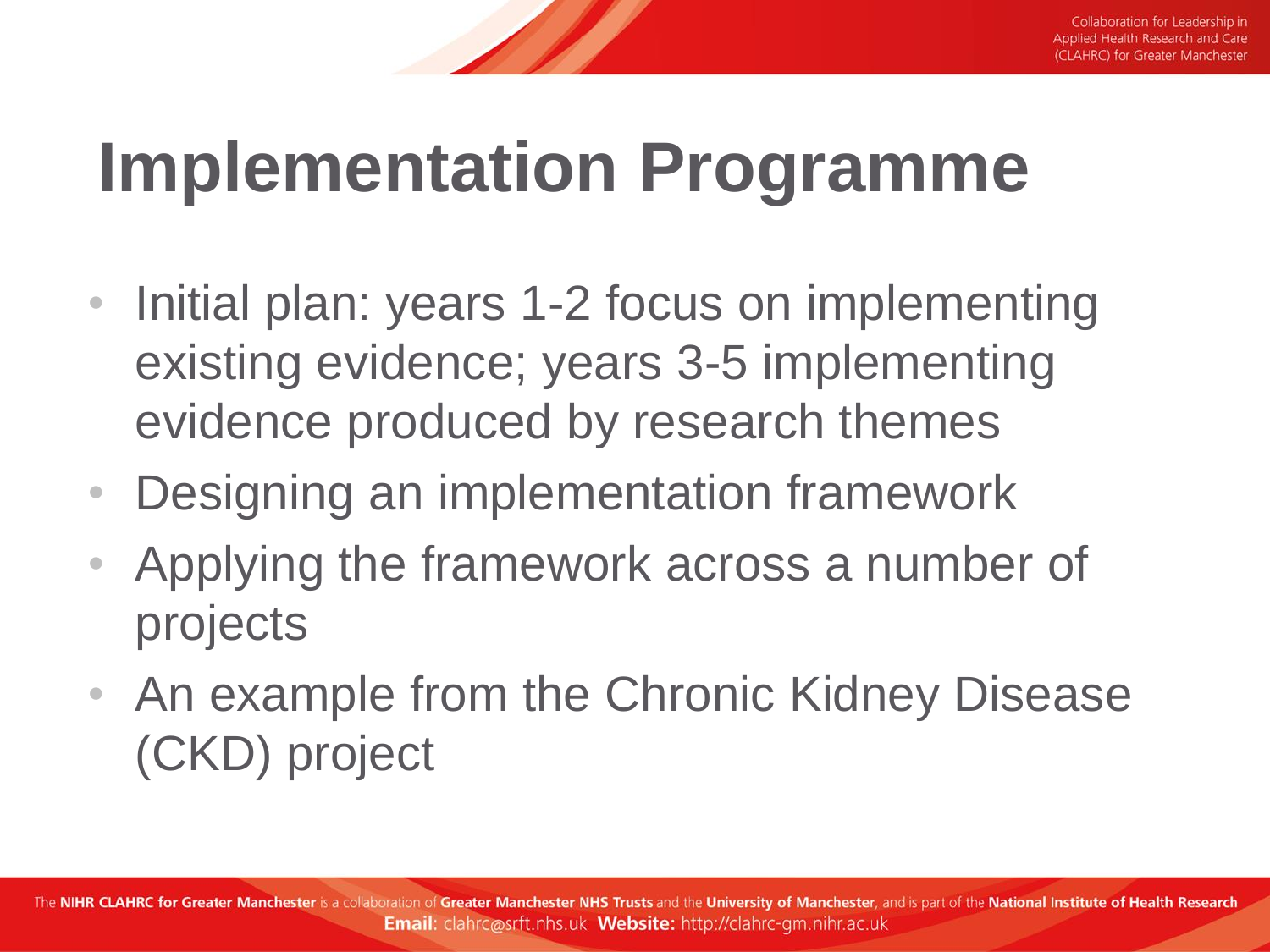# Implementation Programme

- Initial plan: years 1-2 focus on implementing existing evidence; years 3-5 implementing evidence produced by research themes
- Designing an implementation framework
- Applying the framework across a number of projects
- An example from the Chronic Kidney Disease (CKD) project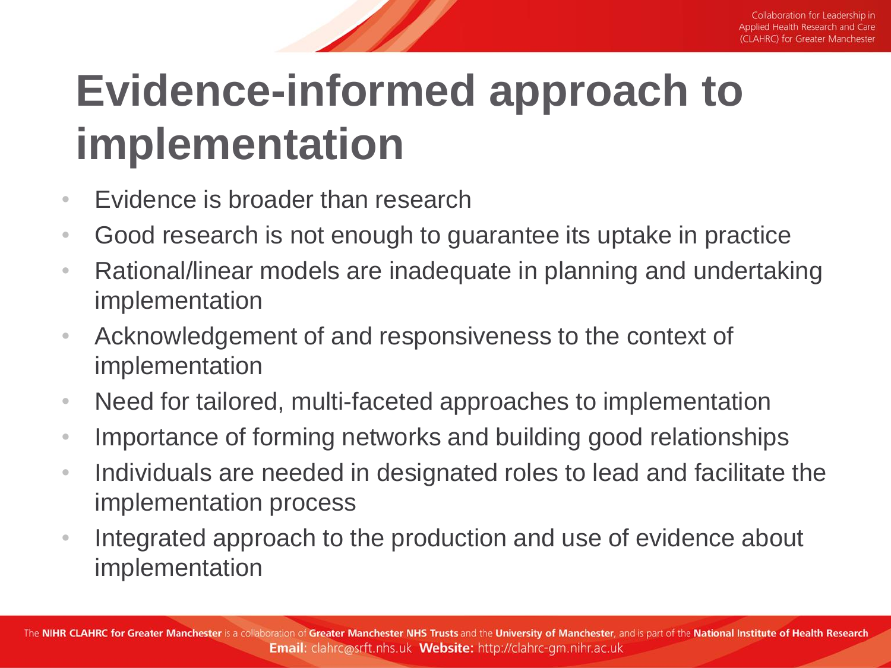# Evidence-informed approach to implementation

- Evidence is broader than research
- Good research is not enough to guarantee its uptake in practice
- Rational/linear models are inadequate in planning and undertaking implementation
- Acknowledgement of and responsiveness to the context of implementation
- Need for tailored, multi-faceted approaches to implementation
- Importance of forming networks and building good relationships
- Individuals are needed in designated roles to lead and facilitate the implementation process
- Integrated approach to the production and use of evidence about implementation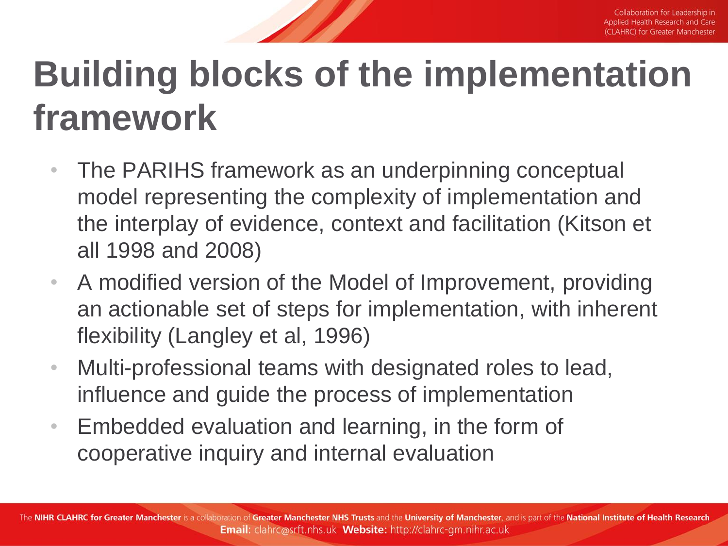# Building blocks of the implementation framework

- The PARIHS framework as an underpinning conceptual model representing the complexity of implementation and the interplay of evidence, context and facilitation (Kitson et all 1998 and 2008)
- A modified version of the Model of Improvement, providing an actionable set of steps for implementation, with inherent flexibility (Langley et al, 1996)
- Multi-professional teams with designated roles to lead, influence and guide the process of implementation
- Embedded evaluation and learning, in the form of cooperative inquiry and internal evaluation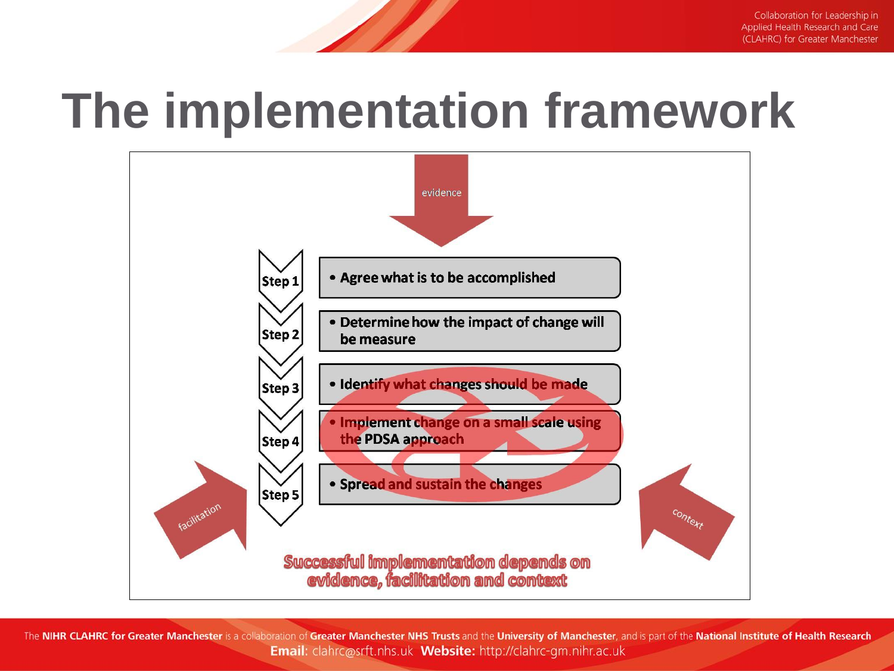# The implementation framework

evidence

- Step 1 — Agree what is to be accomplished
- Step 2 — Determine how the impact of change will be measure
- Step 3 — Identify what changes should be made
- Step 4 — Implement change on a small scale using the PDSA approach
- Step 5 — Spread and sustain the changes

facilitation

context

**Successful implementation depends on evidence, facilitation and context**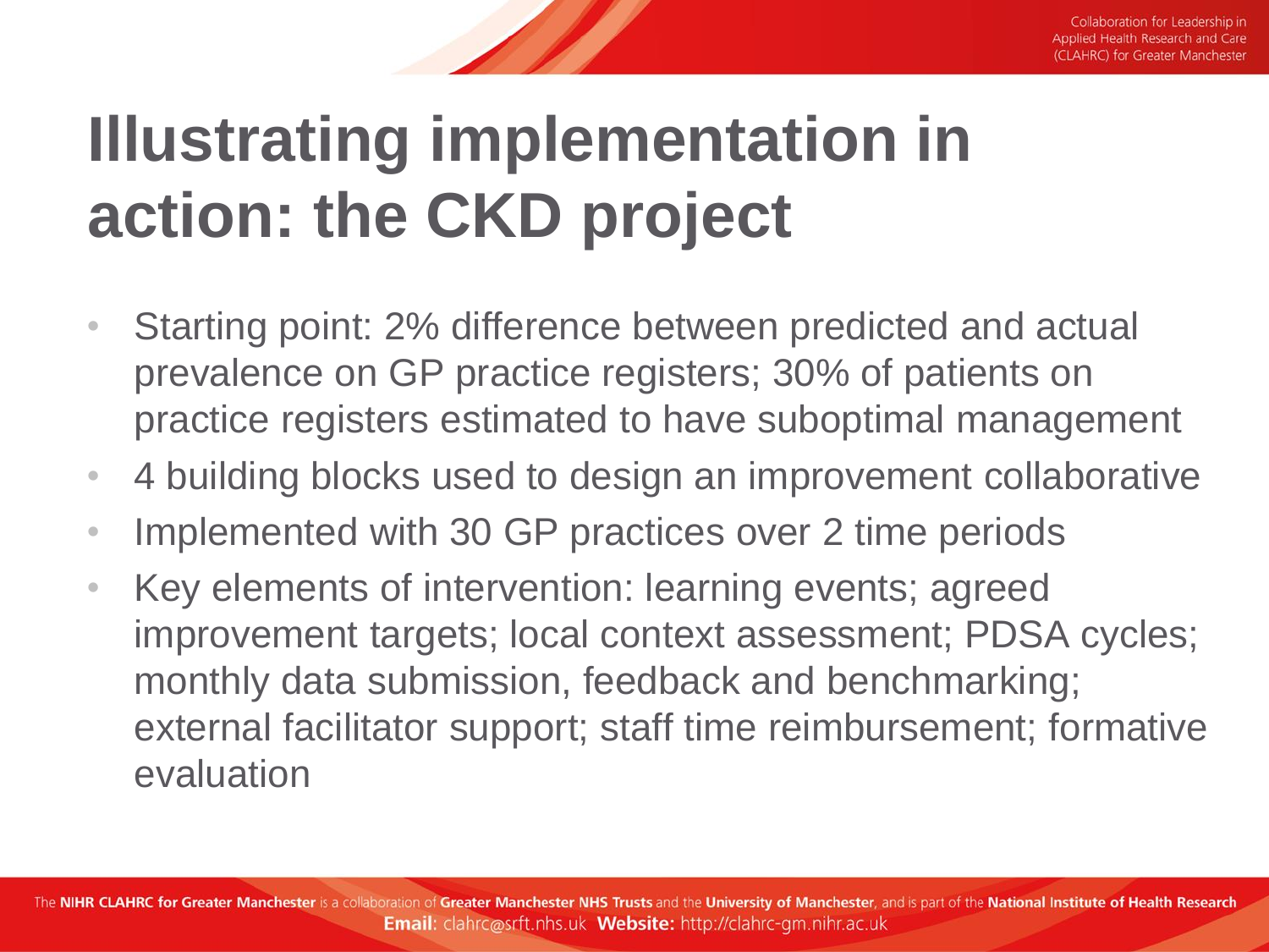# Illustrating implementation in action: the CKD project

- Starting point: 2% difference between predicted and actual prevalence on GP practice registers; 30% of patients on practice registers estimated to have suboptimal management
- 4 building blocks used to design an improvement collaborative
- Implemented with 30 GP practices over 2 time periods
- Key elements of intervention: learning events; agreed improvement targets; local context assessment; PDSA cycles; monthly data submission, feedback and benchmarking; external facilitator support; staff time reimbursement; formative evaluation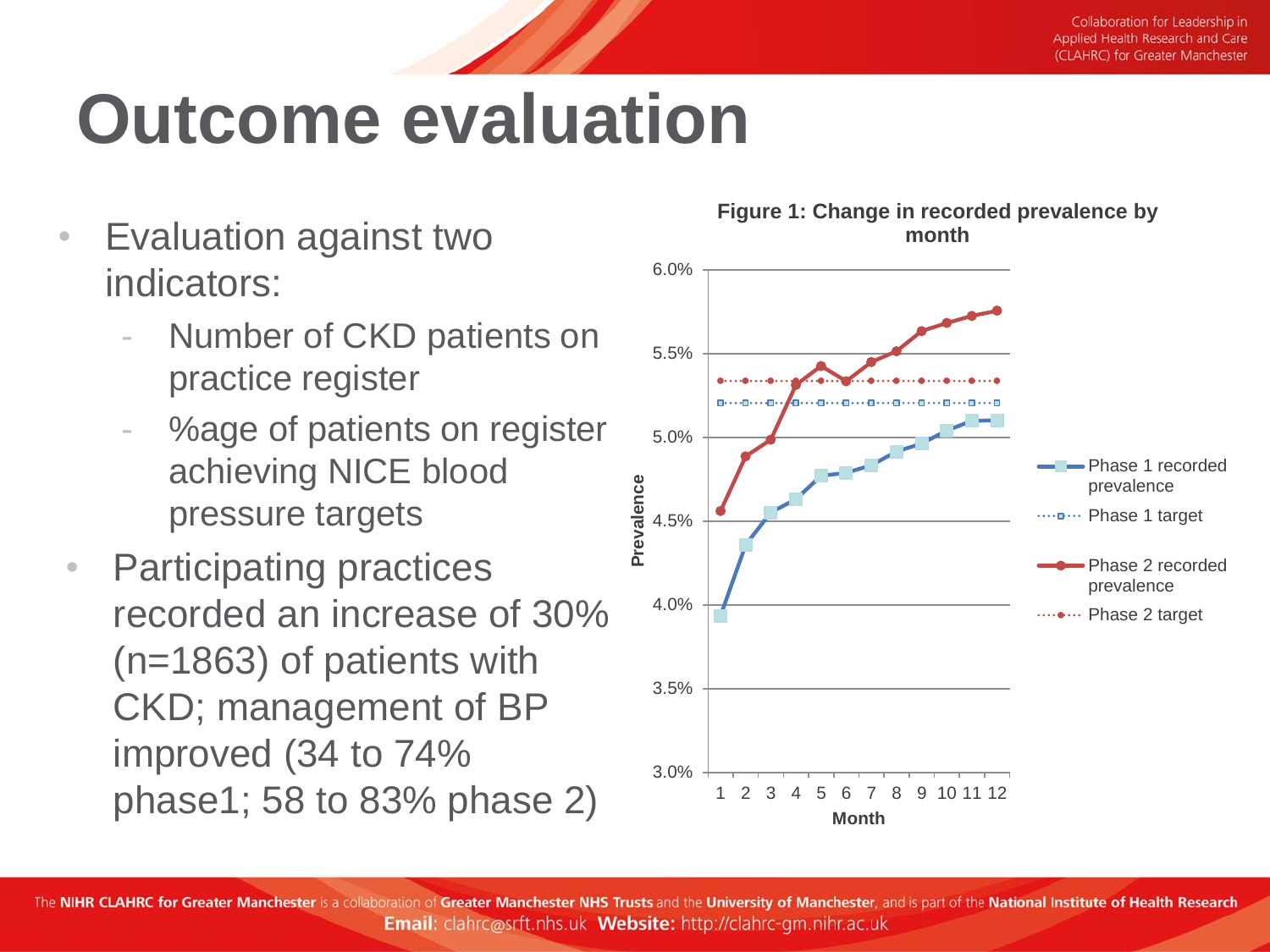# Outcome evaluation

- Evaluation against two indicators:
  - Number of CKD patients on practice register
  - %age of patients on register achieving NICE blood pressure targets
- Participating practices recorded an increase of 30% (n=1863) of patients with CKD; management of BP improved (34 to 74% phase1; 58 to 83% phase 2)

**Figure 1: Change in recorded prevalence by month**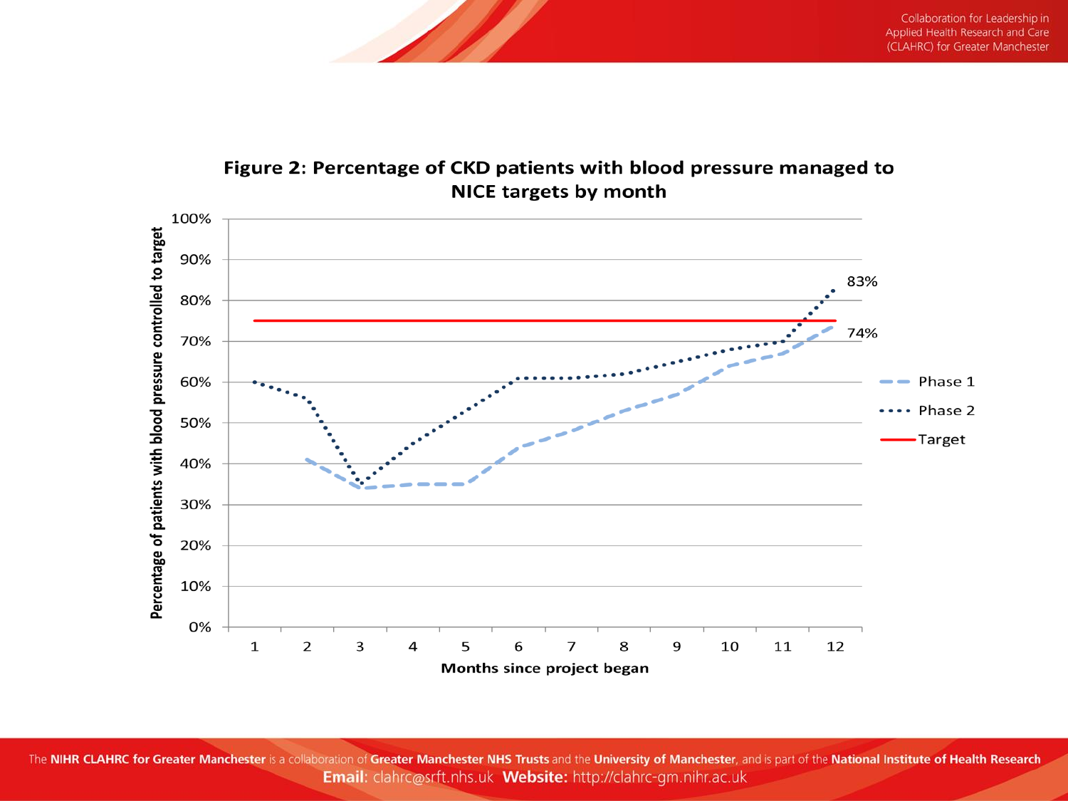**Figure 2: Percentage of CKD patients with blood pressure managed to NICE targets by month**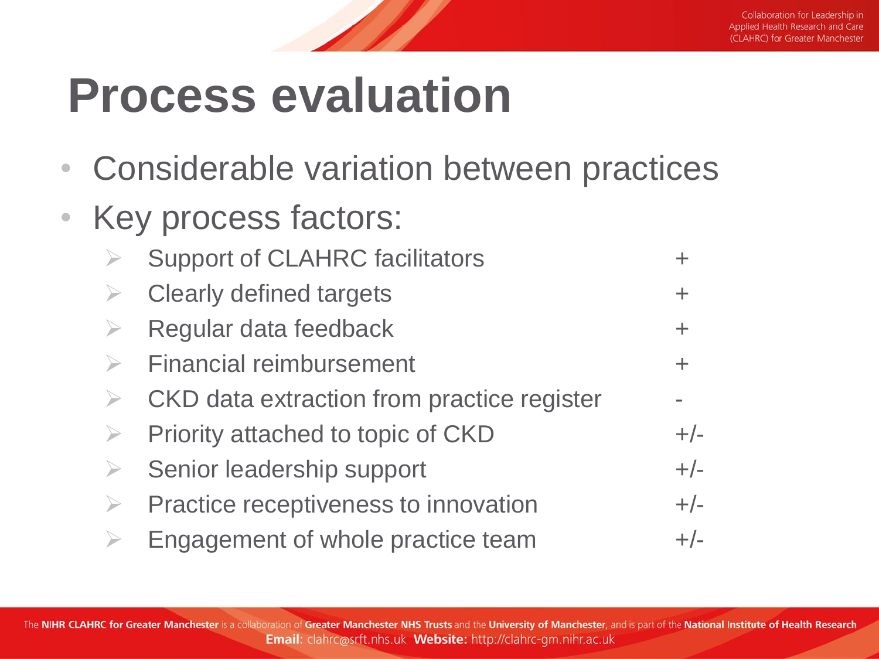# Process evaluation

- Considerable variation between practices
- Key process factors:
  - Support of CLAHRC facilitators +
  - Clearly defined targets +
  - Regular data feedback +
  - Financial reimbursement +
  - CKD data extraction from practice register -
  - Priority attached to topic of CKD +/-
  - Senior leadership support +/-
  - Practice receptiveness to innovation +/-
  - Engagement of whole practice team +/-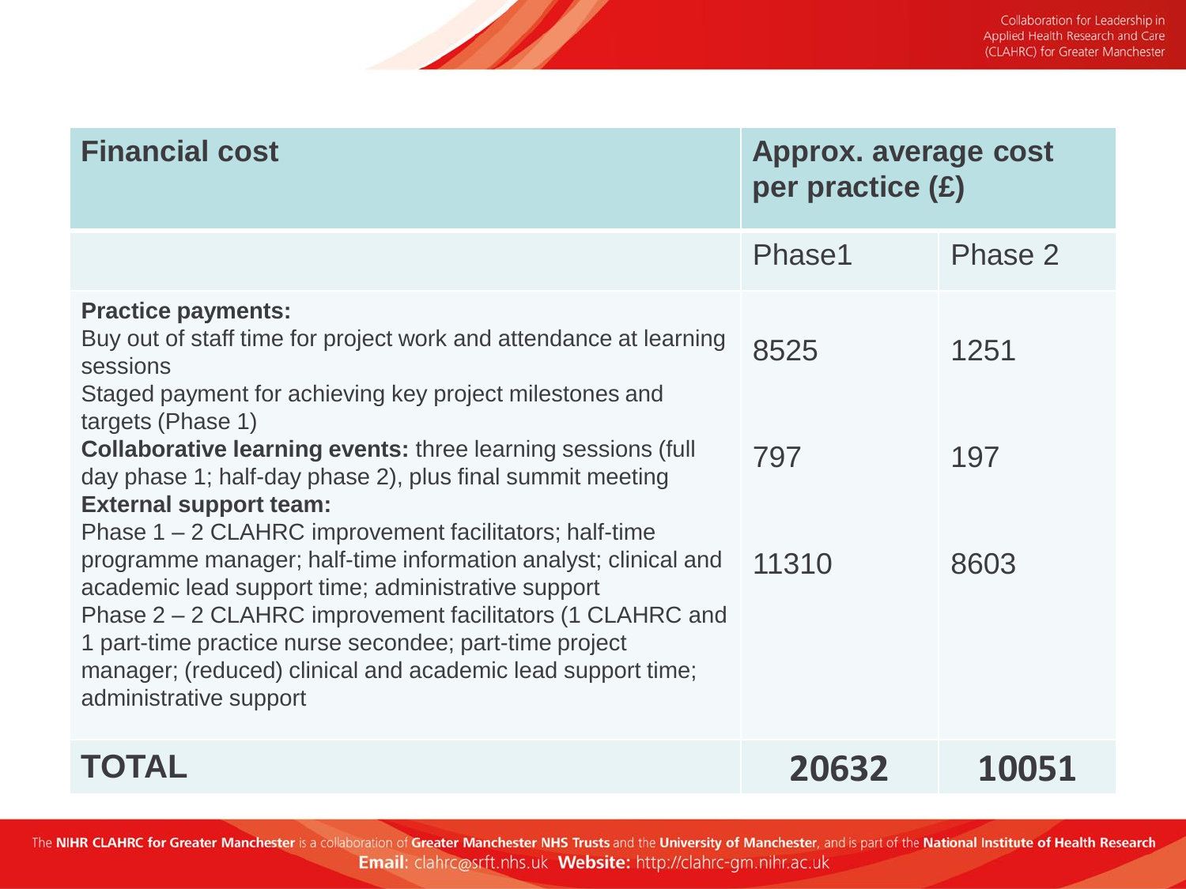| Financial cost | Approx. average cost per practice (£) | |
|---|---|---|
| | Phase1 | Phase 2 |
| **Practice payments:** Buy out of staff time for project work and attendance at learning sessions Staged payment for achieving key project milestones and targets (Phase 1) | 8525 | 1251 |
| **Collaborative learning events:** three learning sessions (full day phase 1; half-day phase 2), plus final summit meeting | 797 | 197 |
| **External support team:** Phase 1 – 2 CLAHRC improvement facilitators; half-time programme manager; half-time information analyst; clinical and academic lead support time; administrative support Phase 2 – 2 CLAHRC improvement facilitators (1 CLAHRC and 1 part-time practice nurse secondee; part-time project manager; (reduced) clinical and academic lead support time; administrative support | 11310 | 8603 |
| **TOTAL** | **20632** | **10051** |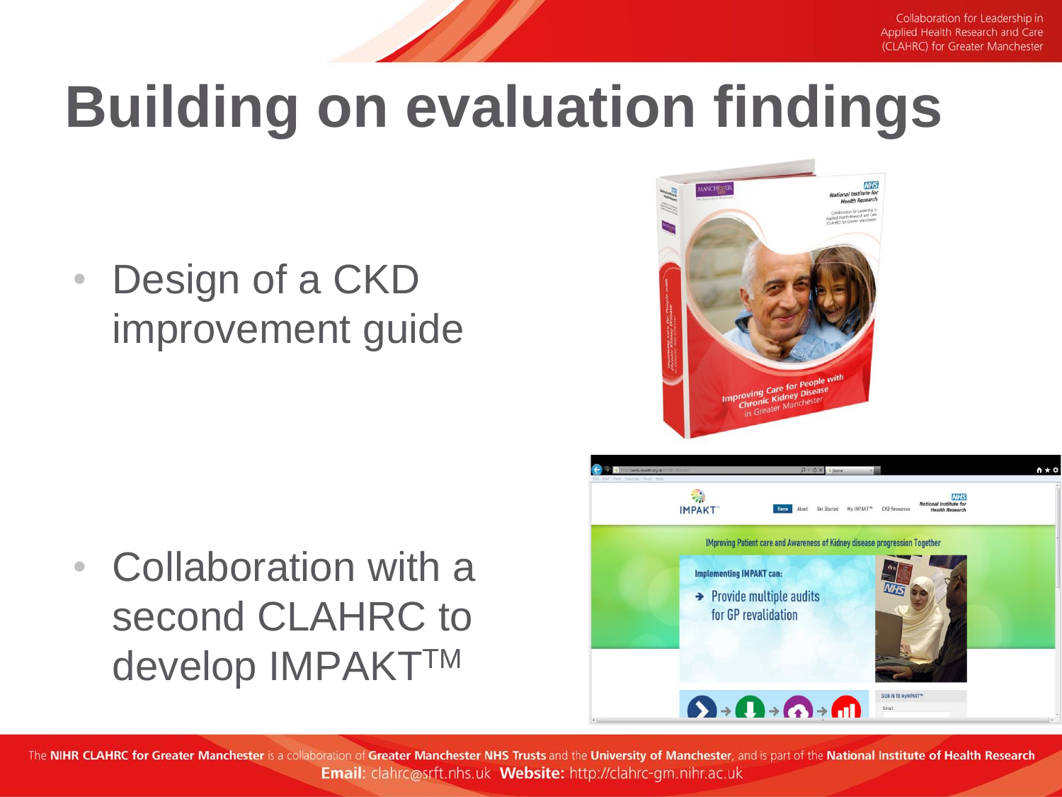# Building on evaluation findings

- Design of a CKD improvement guide

- Collaboration with a second CLAHRC to develop IMPAKT™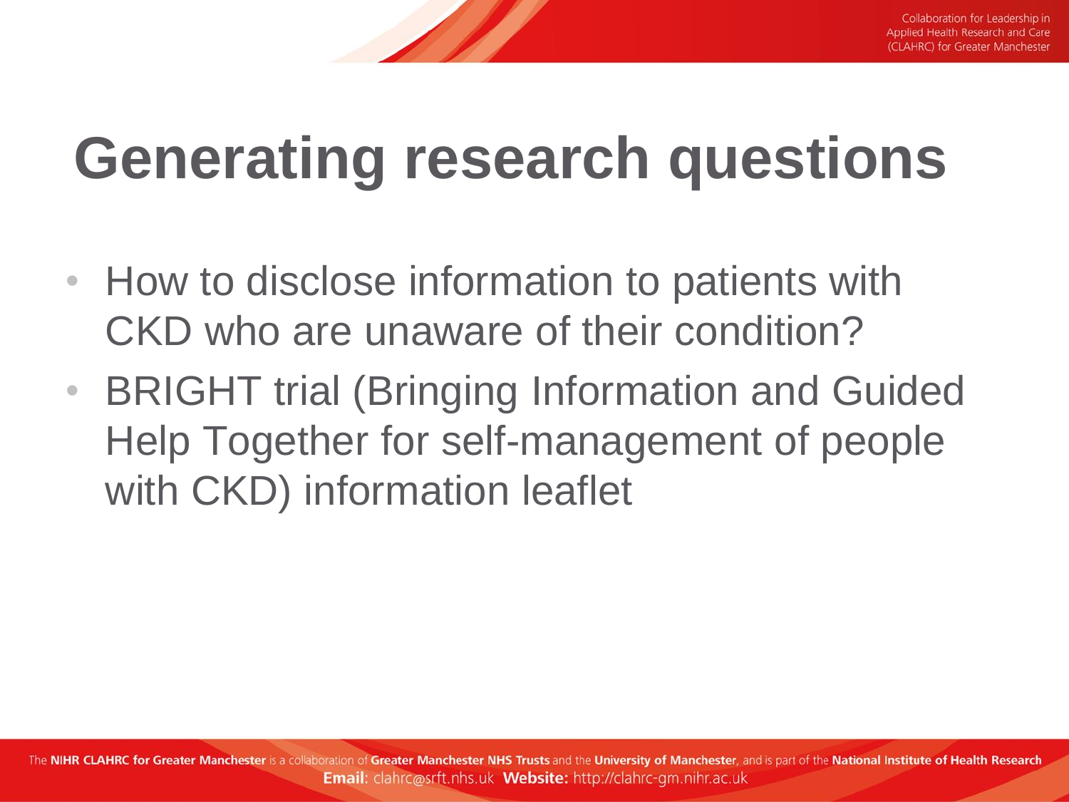# Generating research questions

- How to disclose information to patients with CKD who are unaware of their condition?
- BRIGHT trial (Bringing Information and Guided Help Together for self-management of people with CKD) information leaflet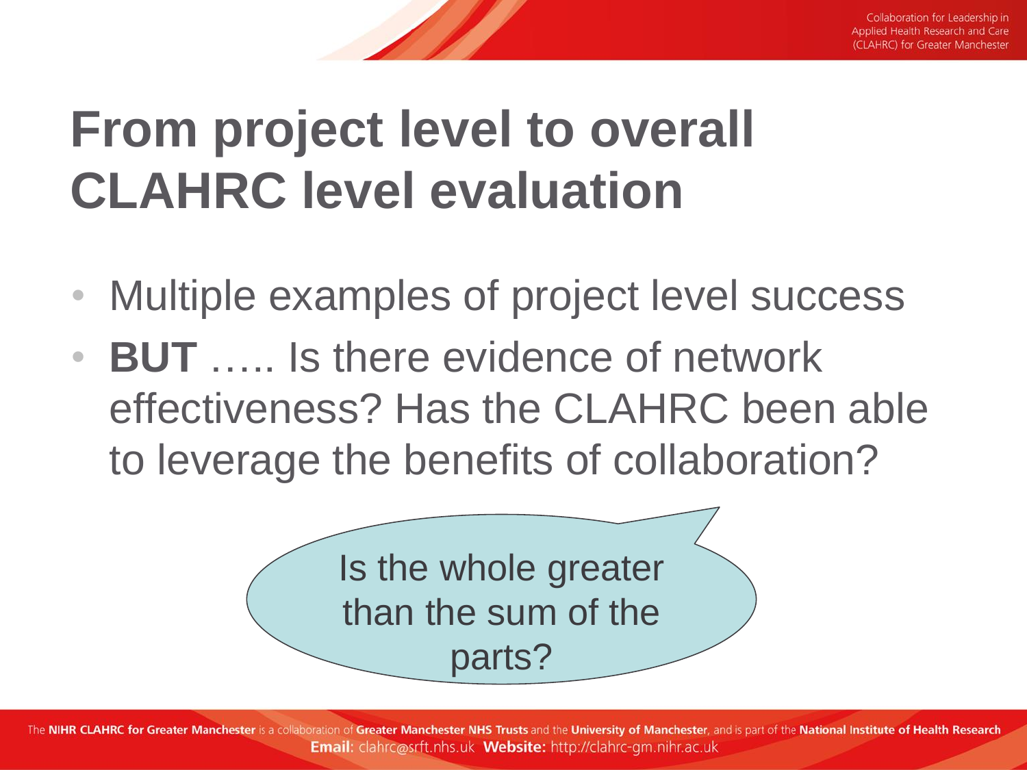# From project level to overall CLAHRC level evaluation

- Multiple examples of project level success
- **BUT** ….. Is there evidence of network effectiveness? Has the CLAHRC been able to leverage the benefits of collaboration?

Is the whole greater than the sum of the parts?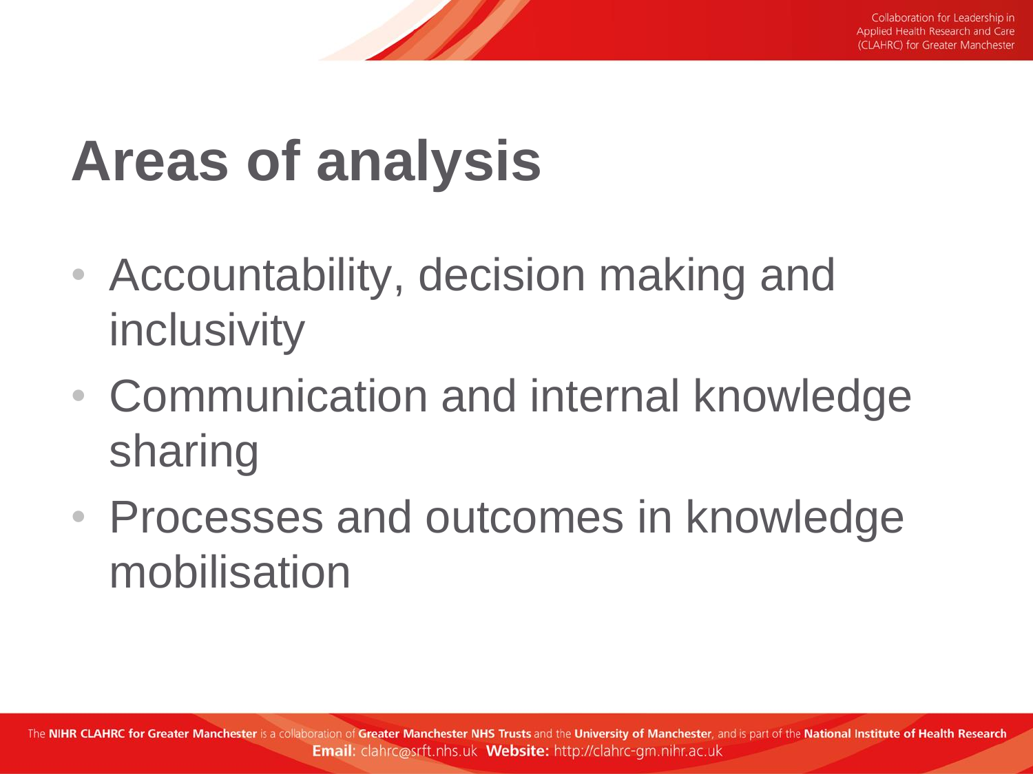# Areas of analysis

- Accountability, decision making and inclusivity
- Communication and internal knowledge sharing
- Processes and outcomes in knowledge mobilisation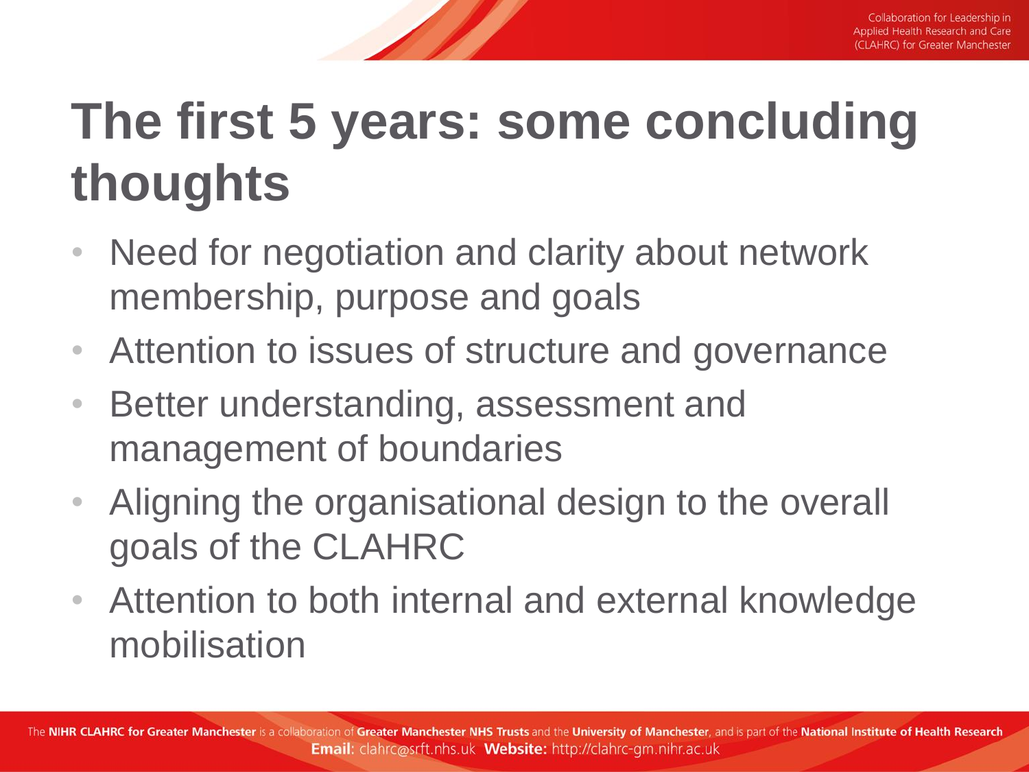# The first 5 years: some concluding thoughts

- Need for negotiation and clarity about network membership, purpose and goals
- Attention to issues of structure and governance
- Better understanding, assessment and management of boundaries
- Aligning the organisational design to the overall goals of the CLAHRC
- Attention to both internal and external knowledge mobilisation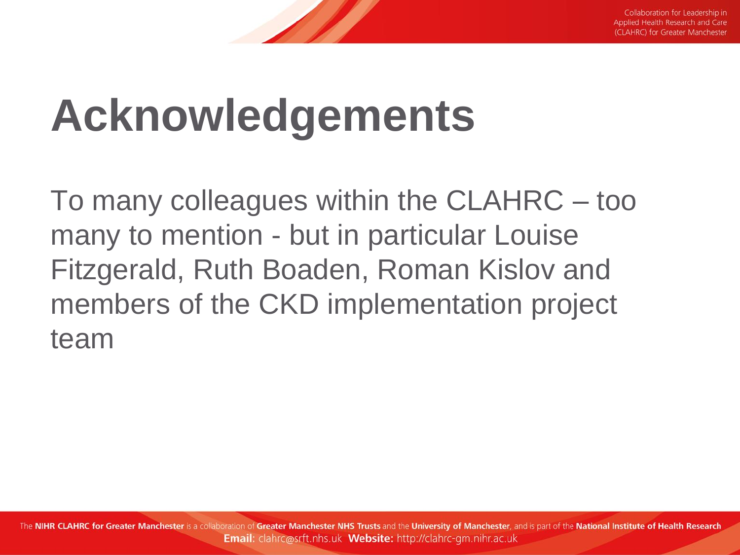# Acknowledgements

To many colleagues within the CLAHRC – too many to mention - but in particular Louise Fitzgerald, Ruth Boaden, Roman Kislov and members of the CKD implementation project team